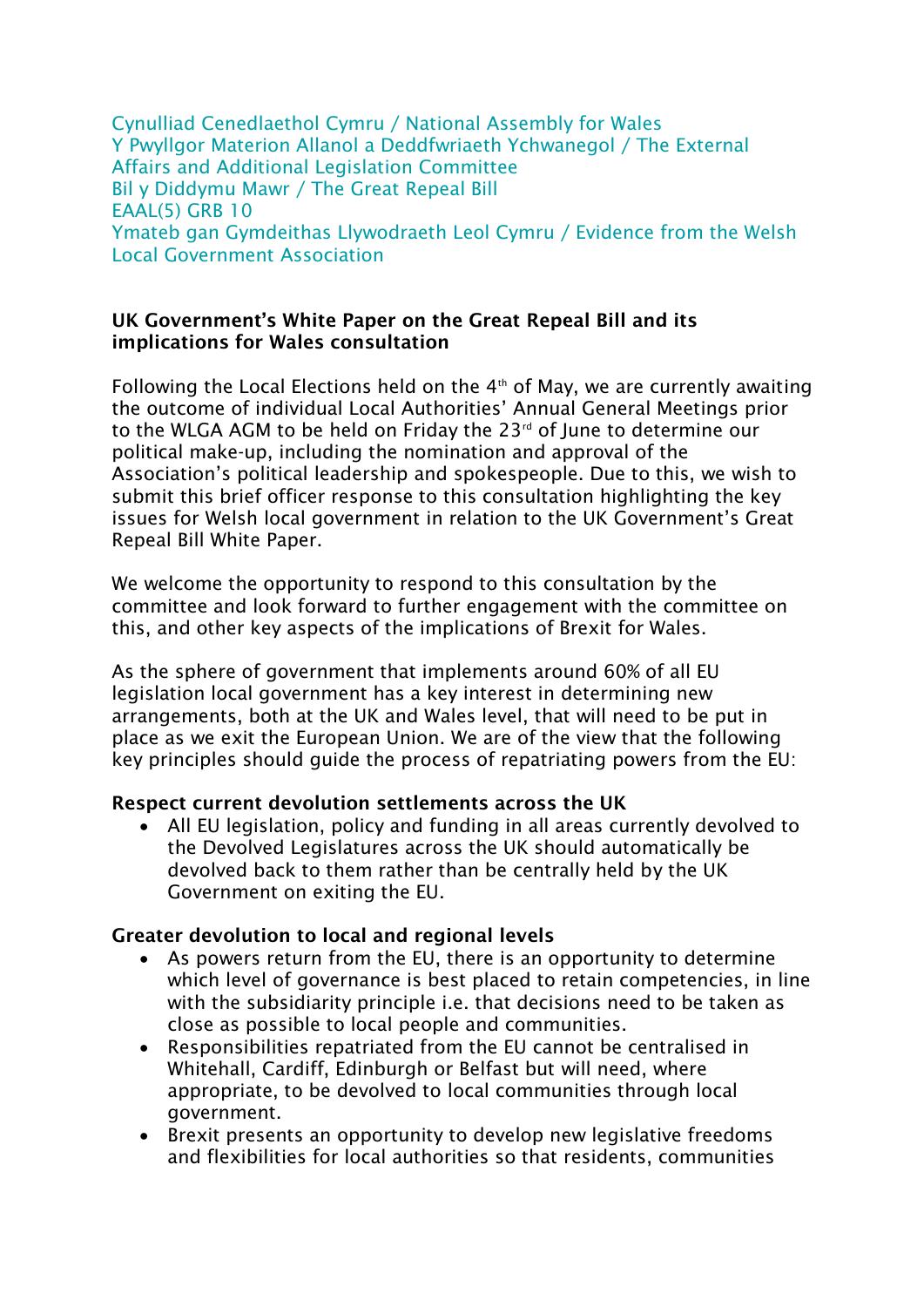Cynulliad Cenedlaethol Cymru / National Assembly for Wales
Y Pwyllgor Materion Allanol a Deddfwriaeth Ychwanegol / The External Affairs and Additional Legislation Committee
Bil y Diddymu Mawr / The Great Repeal Bill
EAAL(5) GRB 10
Ymateb gan Gymdeithas Llywodraeth Leol Cymru / Evidence from the Welsh Local Government Association

**UK Government's White Paper on the Great Repeal Bill and its implications for Wales consultation**

Following the Local Elections held on the 4th of May, we are currently awaiting the outcome of individual Local Authorities' Annual General Meetings prior to the WLGA AGM to be held on Friday the 23rd of June to determine our political make-up, including the nomination and approval of the Association's political leadership and spokespeople. Due to this, we wish to submit this brief officer response to this consultation highlighting the key issues for Welsh local government in relation to the UK Government's Great Repeal Bill White Paper.

We welcome the opportunity to respond to this consultation by the committee and look forward to further engagement with the committee on this, and other key aspects of the implications of Brexit for Wales.

As the sphere of government that implements around 60% of all EU legislation local government has a key interest in determining new arrangements, both at the UK and Wales level, that will need to be put in place as we exit the European Union. We are of the view that the following key principles should guide the process of repatriating powers from the EU:

**Respect current devolution settlements across the UK**

- All EU legislation, policy and funding in all areas currently devolved to the Devolved Legislatures across the UK should automatically be devolved back to them rather than be centrally held by the UK Government on exiting the EU.

**Greater devolution to local and regional levels**

- As powers return from the EU, there is an opportunity to determine which level of governance is best placed to retain competencies, in line with the subsidiarity principle i.e. that decisions need to be taken as close as possible to local people and communities.
- Responsibilities repatriated from the EU cannot be centralised in Whitehall, Cardiff, Edinburgh or Belfast but will need, where appropriate, to be devolved to local communities through local government.
- Brexit presents an opportunity to develop new legislative freedoms and flexibilities for local authorities so that residents, communities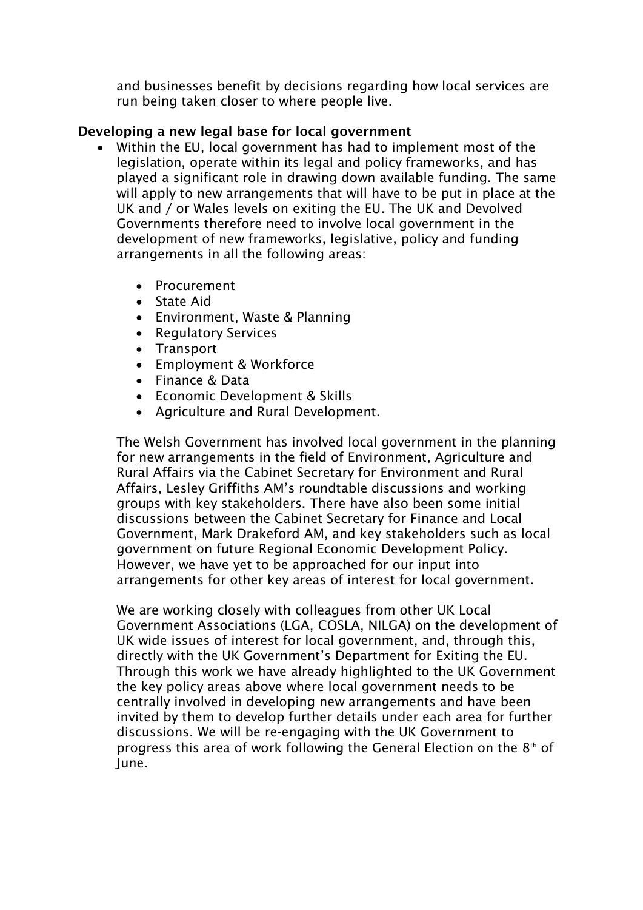and businesses benefit by decisions regarding how local services are run being taken closer to where people live.

**Developing a new legal base for local government**

- Within the EU, local government has had to implement most of the legislation, operate within its legal and policy frameworks, and has played a significant role in drawing down available funding. The same will apply to new arrangements that will have to be put in place at the UK and / or Wales levels on exiting the EU. The UK and Devolved Governments therefore need to involve local government in the development of new frameworks, legislative, policy and funding arrangements in all the following areas:

  - Procurement
  - State Aid
  - Environment, Waste & Planning
  - Regulatory Services
  - Transport
  - Employment & Workforce
  - Finance & Data
  - Economic Development & Skills
  - Agriculture and Rural Development.

  The Welsh Government has involved local government in the planning for new arrangements in the field of Environment, Agriculture and Rural Affairs via the Cabinet Secretary for Environment and Rural Affairs, Lesley Griffiths AM's roundtable discussions and working groups with key stakeholders. There have also been some initial discussions between the Cabinet Secretary for Finance and Local Government, Mark Drakeford AM, and key stakeholders such as local government on future Regional Economic Development Policy. However, we have yet to be approached for our input into arrangements for other key areas of interest for local government.

  We are working closely with colleagues from other UK Local Government Associations (LGA, COSLA, NILGA) on the development of UK wide issues of interest for local government, and, through this, directly with the UK Government's Department for Exiting the EU. Through this work we have already highlighted to the UK Government the key policy areas above where local government needs to be centrally involved in developing new arrangements and have been invited by them to develop further details under each area for further discussions. We will be re-engaging with the UK Government to progress this area of work following the General Election on the 8th of June.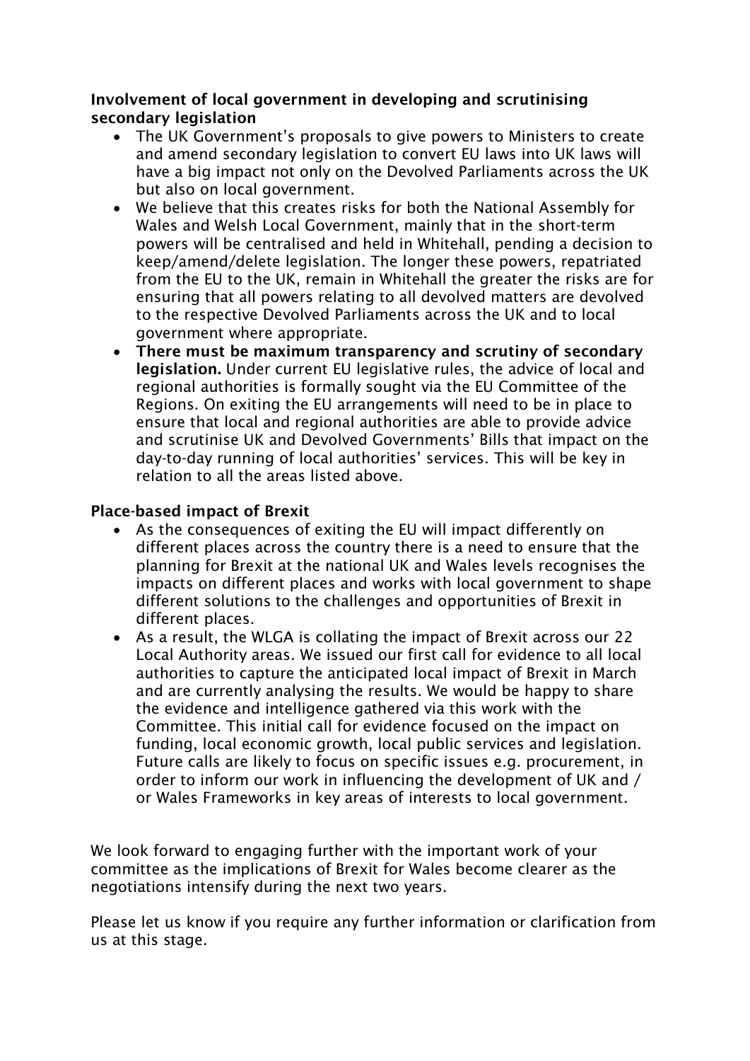**Involvement of local government in developing and scrutinising secondary legislation**

- The UK Government's proposals to give powers to Ministers to create and amend secondary legislation to convert EU laws into UK laws will have a big impact not only on the Devolved Parliaments across the UK but also on local government.
- We believe that this creates risks for both the National Assembly for Wales and Welsh Local Government, mainly that in the short-term powers will be centralised and held in Whitehall, pending a decision to keep/amend/delete legislation. The longer these powers, repatriated from the EU to the UK, remain in Whitehall the greater the risks are for ensuring that all powers relating to all devolved matters are devolved to the respective Devolved Parliaments across the UK and to local government where appropriate.
- **There must be maximum transparency and scrutiny of secondary legislation.** Under current EU legislative rules, the advice of local and regional authorities is formally sought via the EU Committee of the Regions. On exiting the EU arrangements will need to be in place to ensure that local and regional authorities are able to provide advice and scrutinise UK and Devolved Governments' Bills that impact on the day-to-day running of local authorities' services. This will be key in relation to all the areas listed above.

**Place-based impact of Brexit**

- As the consequences of exiting the EU will impact differently on different places across the country there is a need to ensure that the planning for Brexit at the national UK and Wales levels recognises the impacts on different places and works with local government to shape different solutions to the challenges and opportunities of Brexit in different places.
- As a result, the WLGA is collating the impact of Brexit across our 22 Local Authority areas. We issued our first call for evidence to all local authorities to capture the anticipated local impact of Brexit in March and are currently analysing the results. We would be happy to share the evidence and intelligence gathered via this work with the Committee. This initial call for evidence focused on the impact on funding, local economic growth, local public services and legislation. Future calls are likely to focus on specific issues e.g. procurement, in order to inform our work in influencing the development of UK and / or Wales Frameworks in key areas of interests to local government.

We look forward to engaging further with the important work of your committee as the implications of Brexit for Wales become clearer as the negotiations intensify during the next two years.

Please let us know if you require any further information or clarification from us at this stage.